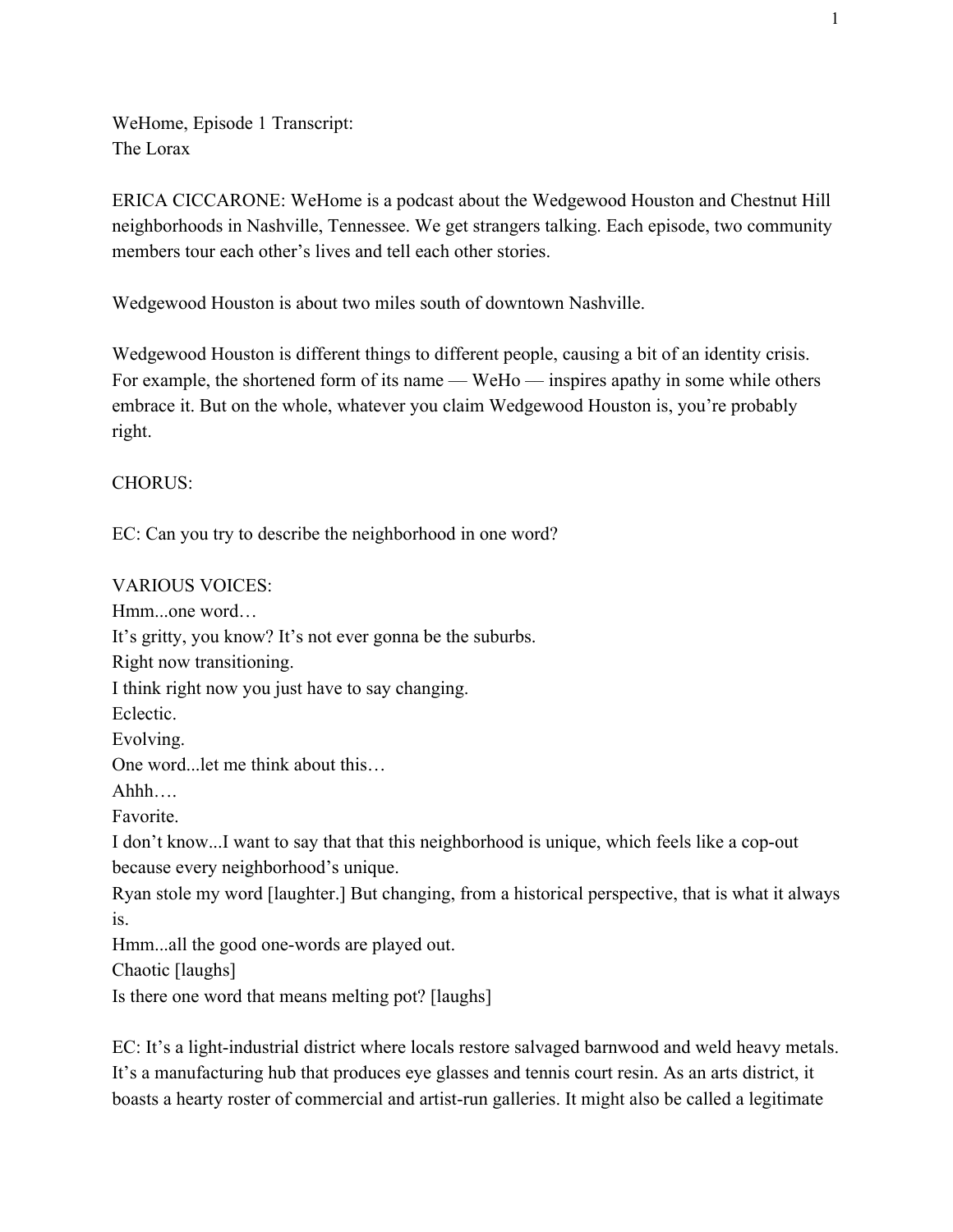WeHome, Episode 1 Transcript:
The Lorax

ERICA CICCARONE: WeHome is a podcast about the Wedgewood Houston and Chestnut Hill neighborhoods in Nashville, Tennessee. We get strangers talking. Each episode, two community members tour each other's lives and tell each other stories.

Wedgewood Houston is about two miles south of downtown Nashville.

Wedgewood Houston is different things to different people, causing a bit of an identity crisis. For example, the shortened form of its name — WeHo — inspires apathy in some while others embrace it. But on the whole, whatever you claim Wedgewood Houston is, you're probably right.

CHORUS:

EC: Can you try to describe the neighborhood in one word?

VARIOUS VOICES:
Hmm...one word…
It's gritty, you know? It's not ever gonna be the suburbs.
Right now transitioning.
I think right now you just have to say changing.
Eclectic.
Evolving.
One word...let me think about this…
Ahhh….
Favorite.
I don't know...I want to say that that this neighborhood is unique, which feels like a cop-out because every neighborhood's unique.
Ryan stole my word [laughter.] But changing, from a historical perspective, that is what it always is.
Hmm...all the good one-words are played out.
Chaotic [laughs]
Is there one word that means melting pot? [laughs]

EC: It's a light-industrial district where locals restore salvaged barnwood and weld heavy metals. It's a manufacturing hub that produces eye glasses and tennis court resin. As an arts district, it boasts a hearty roster of commercial and artist-run galleries. It might also be called a legitimate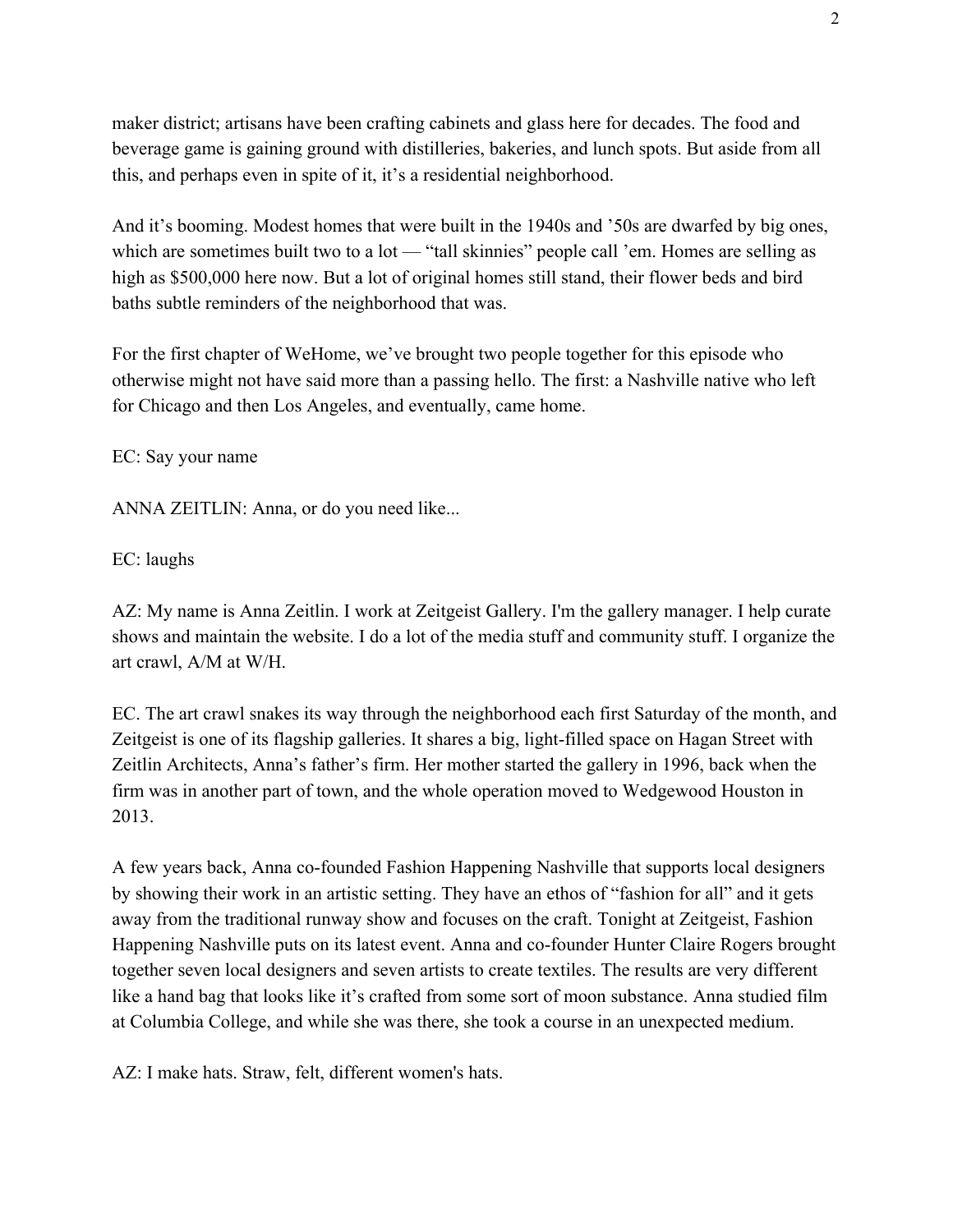maker district; artisans have been crafting cabinets and glass here for decades. The food and beverage game is gaining ground with distilleries, bakeries, and lunch spots. But aside from all this, and perhaps even in spite of it, it's a residential neighborhood.

And it's booming. Modest homes that were built in the 1940s and '50s are dwarfed by big ones, which are sometimes built two to a lot — "tall skinnies" people call 'em. Homes are selling as high as $500,000 here now. But a lot of original homes still stand, their flower beds and bird baths subtle reminders of the neighborhood that was.

For the first chapter of WeHome, we've brought two people together for this episode who otherwise might not have said more than a passing hello. The first: a Nashville native who left for Chicago and then Los Angeles, and eventually, came home.

EC: Say your name

ANNA ZEITLIN: Anna, or do you need like...

EC: laughs

AZ: My name is Anna Zeitlin. I work at Zeitgeist Gallery. I'm the gallery manager. I help curate shows and maintain the website. I do a lot of the media stuff and community stuff. I organize the art crawl, A/M at W/H.

EC. The art crawl snakes its way through the neighborhood each first Saturday of the month, and Zeitgeist is one of its flagship galleries. It shares a big, light-filled space on Hagan Street with Zeitlin Architects, Anna's father's firm. Her mother started the gallery in 1996, back when the firm was in another part of town, and the whole operation moved to Wedgewood Houston in 2013.

A few years back, Anna co-founded Fashion Happening Nashville that supports local designers by showing their work in an artistic setting. They have an ethos of "fashion for all" and it gets away from the traditional runway show and focuses on the craft. Tonight at Zeitgeist, Fashion Happening Nashville puts on its latest event. Anna and co-founder Hunter Claire Rogers brought together seven local designers and seven artists to create textiles. The results are very different like a hand bag that looks like it's crafted from some sort of moon substance. Anna studied film at Columbia College, and while she was there, she took a course in an unexpected medium.

AZ: I make hats. Straw, felt, different women's hats.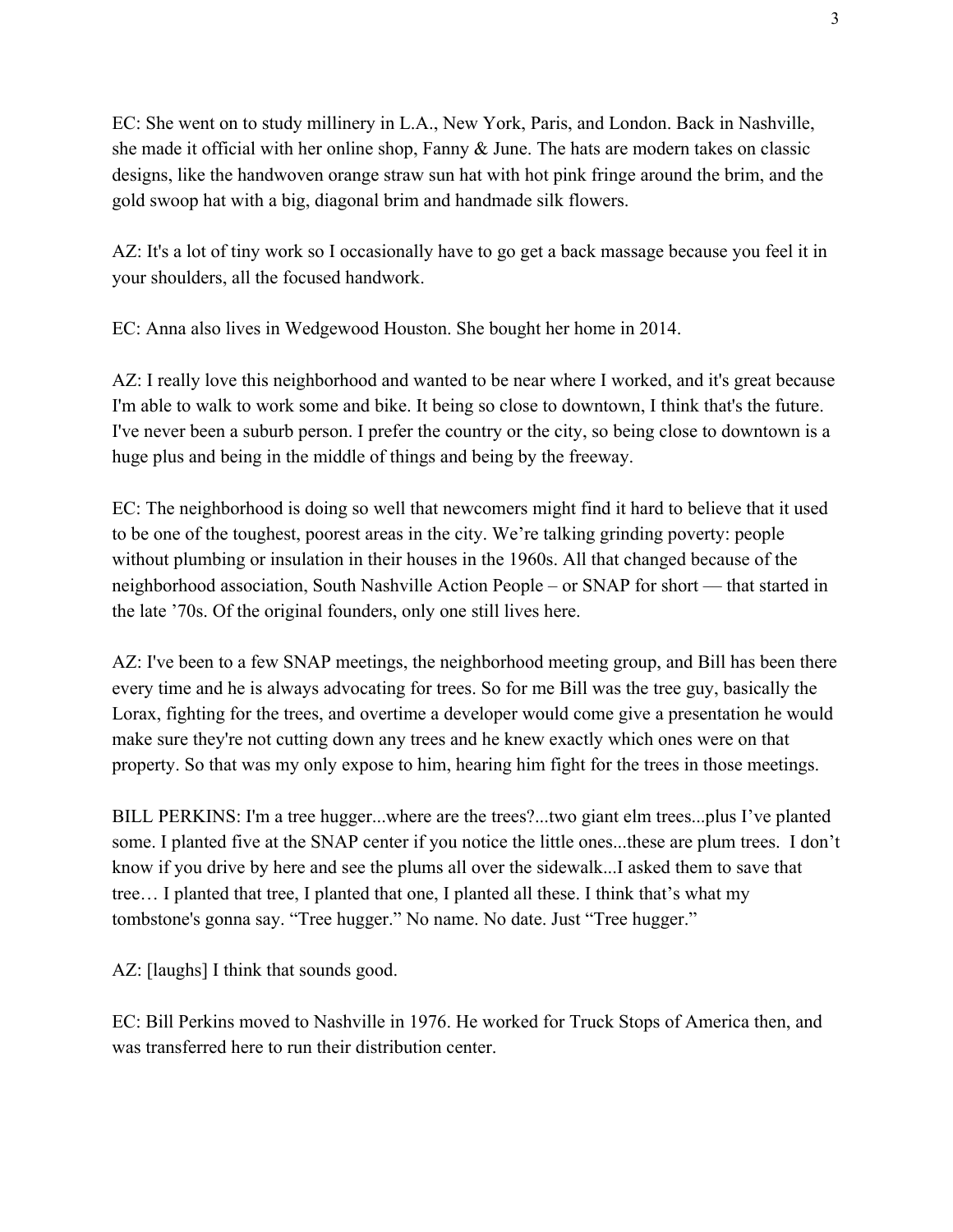EC: She went on to study millinery in L.A., New York, Paris, and London. Back in Nashville, she made it official with her online shop, Fanny & June. The hats are modern takes on classic designs, like the handwoven orange straw sun hat with hot pink fringe around the brim, and the gold swoop hat with a big, diagonal brim and handmade silk flowers.

AZ: It's a lot of tiny work so I occasionally have to go get a back massage because you feel it in your shoulders, all the focused handwork.

EC: Anna also lives in Wedgewood Houston. She bought her home in 2014.

AZ: I really love this neighborhood and wanted to be near where I worked, and it's great because I'm able to walk to work some and bike. It being so close to downtown, I think that's the future. I've never been a suburb person. I prefer the country or the city, so being close to downtown is a huge plus and being in the middle of things and being by the freeway.

EC: The neighborhood is doing so well that newcomers might find it hard to believe that it used to be one of the toughest, poorest areas in the city. We're talking grinding poverty: people without plumbing or insulation in their houses in the 1960s. All that changed because of the neighborhood association, South Nashville Action People – or SNAP for short — that started in the late '70s. Of the original founders, only one still lives here.

AZ: I've been to a few SNAP meetings, the neighborhood meeting group, and Bill has been there every time and he is always advocating for trees. So for me Bill was the tree guy, basically the Lorax, fighting for the trees, and overtime a developer would come give a presentation he would make sure they're not cutting down any trees and he knew exactly which ones were on that property. So that was my only expose to him, hearing him fight for the trees in those meetings.

BILL PERKINS: I'm a tree hugger...where are the trees?...two giant elm trees...plus I've planted some. I planted five at the SNAP center if you notice the little ones...these are plum trees. I don't know if you drive by here and see the plums all over the sidewalk...I asked them to save that tree… I planted that tree, I planted that one, I planted all these. I think that's what my tombstone's gonna say. "Tree hugger." No name. No date. Just "Tree hugger."

AZ: [laughs] I think that sounds good.

EC: Bill Perkins moved to Nashville in 1976. He worked for Truck Stops of America then, and was transferred here to run their distribution center.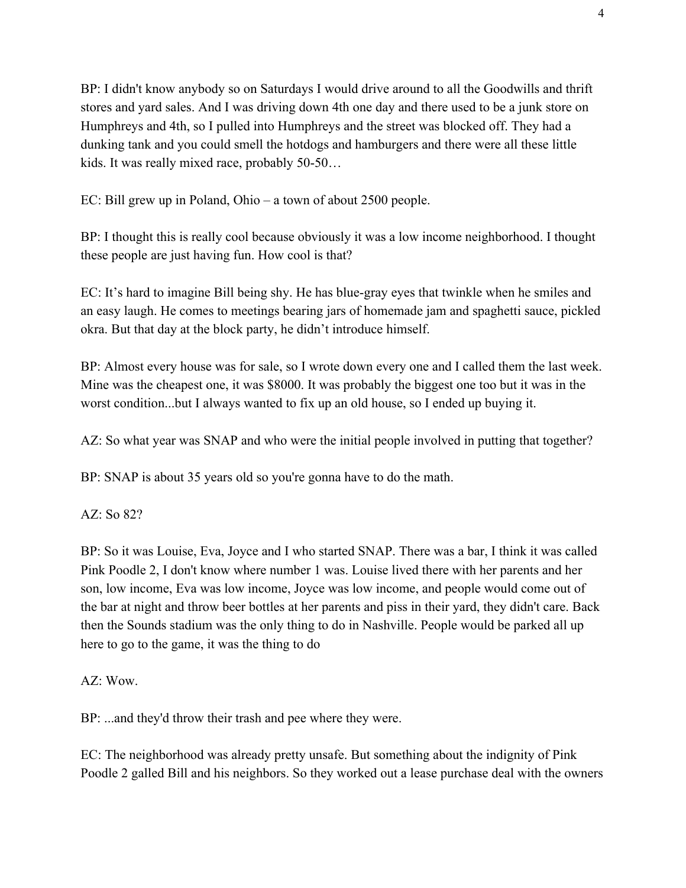BP: I didn't know anybody so on Saturdays I would drive around to all the Goodwills and thrift stores and yard sales. And I was driving down 4th one day and there used to be a junk store on Humphreys and 4th, so I pulled into Humphreys and the street was blocked off. They had a dunking tank and you could smell the hotdogs and hamburgers and there were all these little kids. It was really mixed race, probably 50-50…

EC: Bill grew up in Poland, Ohio – a town of about 2500 people.

BP: I thought this is really cool because obviously it was a low income neighborhood. I thought these people are just having fun. How cool is that?

EC: It's hard to imagine Bill being shy. He has blue-gray eyes that twinkle when he smiles and an easy laugh. He comes to meetings bearing jars of homemade jam and spaghetti sauce, pickled okra. But that day at the block party, he didn't introduce himself.

BP: Almost every house was for sale, so I wrote down every one and I called them the last week. Mine was the cheapest one, it was $8000. It was probably the biggest one too but it was in the worst condition...but I always wanted to fix up an old house, so I ended up buying it.

AZ: So what year was SNAP and who were the initial people involved in putting that together?

BP: SNAP is about 35 years old so you're gonna have to do the math.

AZ: So 82?

BP: So it was Louise, Eva, Joyce and I who started SNAP. There was a bar, I think it was called Pink Poodle 2, I don't know where number 1 was. Louise lived there with her parents and her son, low income, Eva was low income, Joyce was low income, and people would come out of the bar at night and throw beer bottles at her parents and piss in their yard, they didn't care. Back then the Sounds stadium was the only thing to do in Nashville. People would be parked all up here to go to the game, it was the thing to do

AZ: Wow.

BP: ...and they'd throw their trash and pee where they were.

EC: The neighborhood was already pretty unsafe. But something about the indignity of Pink Poodle 2 galled Bill and his neighbors. So they worked out a lease purchase deal with the owners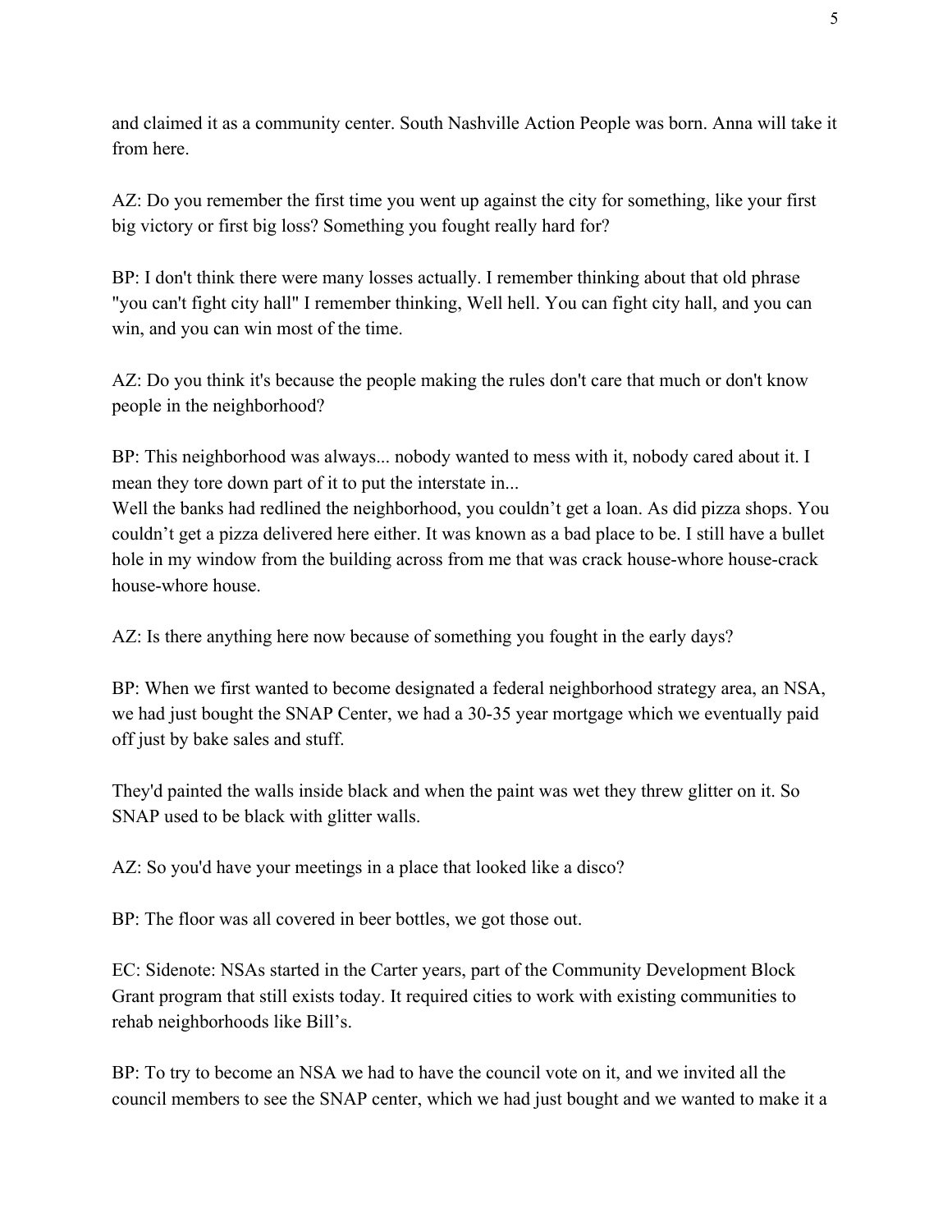and claimed it as a community center. South Nashville Action People was born. Anna will take it from here.

AZ: Do you remember the first time you went up against the city for something, like your first big victory or first big loss? Something you fought really hard for?

BP: I don't think there were many losses actually. I remember thinking about that old phrase "you can't fight city hall" I remember thinking, Well hell. You can fight city hall, and you can win, and you can win most of the time.

AZ: Do you think it's because the people making the rules don't care that much or don't know people in the neighborhood?

BP: This neighborhood was always... nobody wanted to mess with it, nobody cared about it. I mean they tore down part of it to put the interstate in...
Well the banks had redlined the neighborhood, you couldn't get a loan. As did pizza shops. You couldn't get a pizza delivered here either. It was known as a bad place to be. I still have a bullet hole in my window from the building across from me that was crack house-whore house-crack house-whore house.

AZ: Is there anything here now because of something you fought in the early days?

BP: When we first wanted to become designated a federal neighborhood strategy area, an NSA, we had just bought the SNAP Center, we had a 30-35 year mortgage which we eventually paid off just by bake sales and stuff.

They'd painted the walls inside black and when the paint was wet they threw glitter on it. So SNAP used to be black with glitter walls.

AZ: So you'd have your meetings in a place that looked like a disco?

BP: The floor was all covered in beer bottles, we got those out.

EC: Sidenote: NSAs started in the Carter years, part of the Community Development Block Grant program that still exists today. It required cities to work with existing communities to rehab neighborhoods like Bill's.

BP: To try to become an NSA we had to have the council vote on it, and we invited all the council members to see the SNAP center, which we had just bought and we wanted to make it a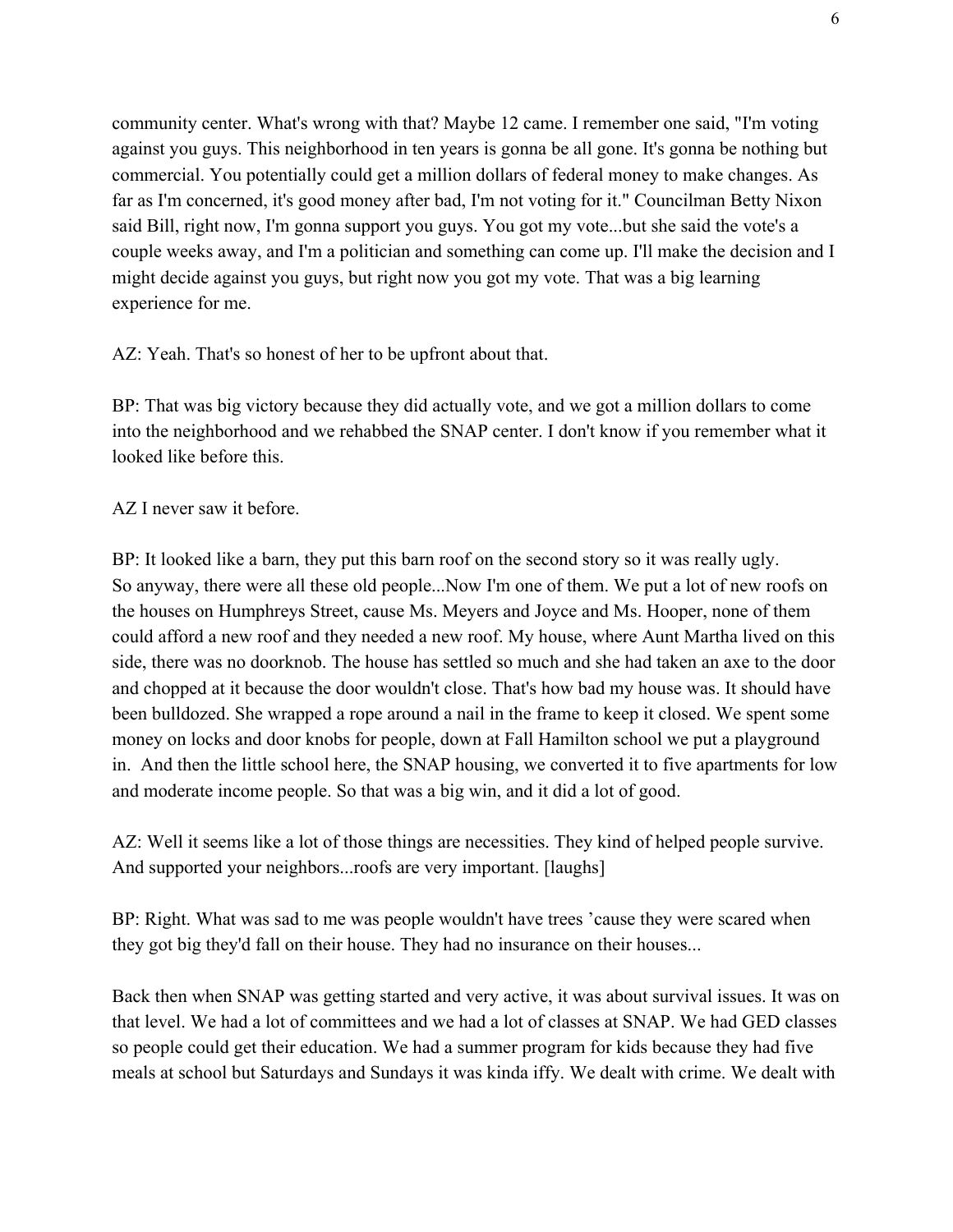community center. What's wrong with that? Maybe 12 came. I remember one said, "I'm voting against you guys. This neighborhood in ten years is gonna be all gone. It's gonna be nothing but commercial. You potentially could get a million dollars of federal money to make changes. As far as I'm concerned, it's good money after bad, I'm not voting for it." Councilman Betty Nixon said Bill, right now, I'm gonna support you guys. You got my vote...but she said the vote's a couple weeks away, and I'm a politician and something can come up. I'll make the decision and I might decide against you guys, but right now you got my vote. That was a big learning experience for me.

AZ: Yeah. That's so honest of her to be upfront about that.

BP: That was big victory because they did actually vote, and we got a million dollars to come into the neighborhood and we rehabbed the SNAP center. I don't know if you remember what it looked like before this.

AZ I never saw it before.

BP: It looked like a barn, they put this barn roof on the second story so it was really ugly. So anyway, there were all these old people...Now I'm one of them. We put a lot of new roofs on the houses on Humphreys Street, cause Ms. Meyers and Joyce and Ms. Hooper, none of them could afford a new roof and they needed a new roof. My house, where Aunt Martha lived on this side, there was no doorknob. The house has settled so much and she had taken an axe to the door and chopped at it because the door wouldn't close. That's how bad my house was. It should have been bulldozed. She wrapped a rope around a nail in the frame to keep it closed. We spent some money on locks and door knobs for people, down at Fall Hamilton school we put a playground in.  And then the little school here, the SNAP housing, we converted it to five apartments for low and moderate income people. So that was a big win, and it did a lot of good.

AZ: Well it seems like a lot of those things are necessities. They kind of helped people survive. And supported your neighbors...roofs are very important. [laughs]

BP: Right. What was sad to me was people wouldn't have trees ’cause they were scared when they got big they'd fall on their house. They had no insurance on their houses...

Back then when SNAP was getting started and very active, it was about survival issues. It was on that level. We had a lot of committees and we had a lot of classes at SNAP. We had GED classes so people could get their education. We had a summer program for kids because they had five meals at school but Saturdays and Sundays it was kinda iffy. We dealt with crime. We dealt with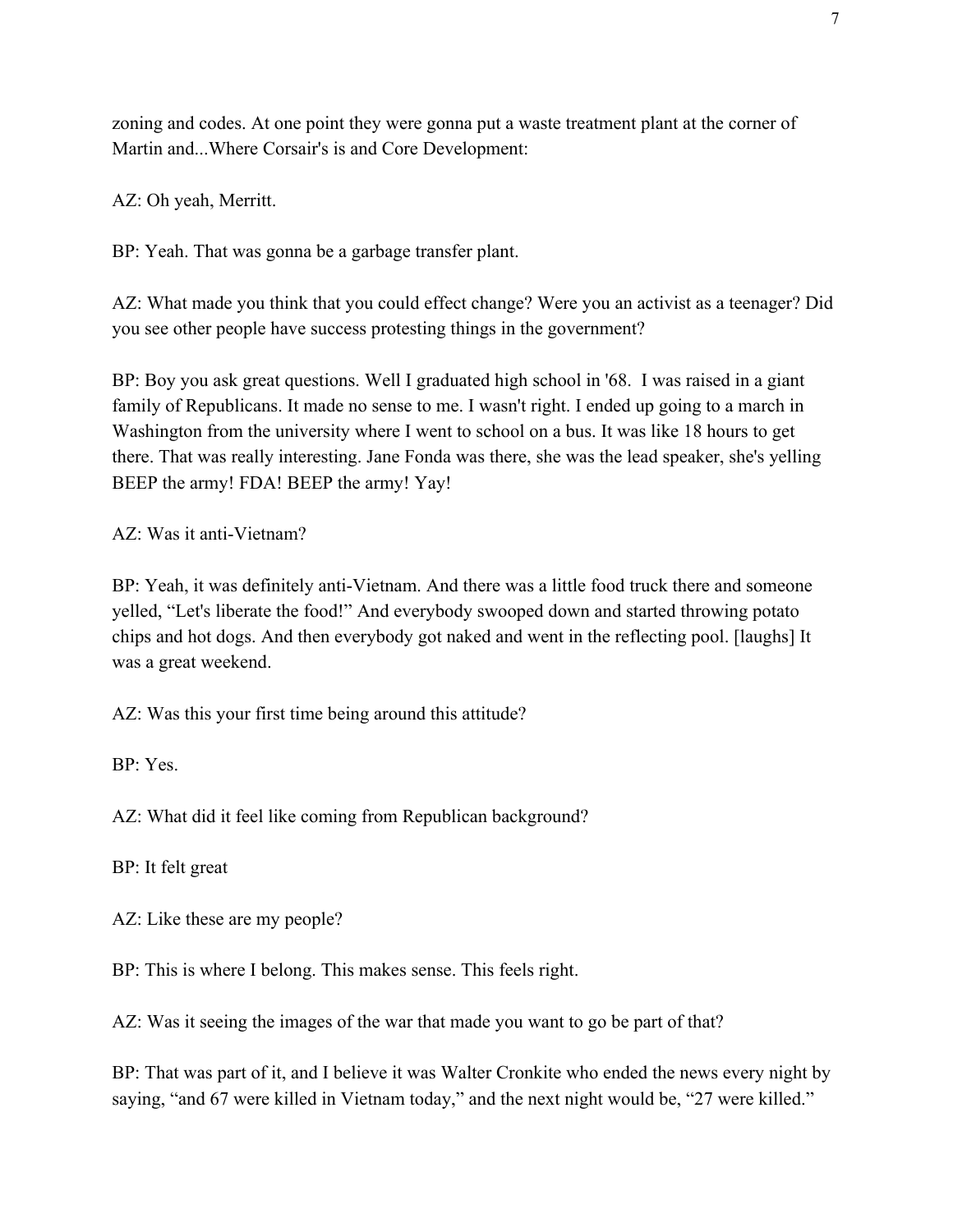zoning and codes. At one point they were gonna put a waste treatment plant at the corner of Martin and...Where Corsair's is and Core Development:

AZ: Oh yeah, Merritt.

BP: Yeah. That was gonna be a garbage transfer plant.

AZ: What made you think that you could effect change? Were you an activist as a teenager? Did you see other people have success protesting things in the government?

BP: Boy you ask great questions. Well I graduated high school in '68. I was raised in a giant family of Republicans. It made no sense to me. I wasn't right. I ended up going to a march in Washington from the university where I went to school on a bus. It was like 18 hours to get there. That was really interesting. Jane Fonda was there, she was the lead speaker, she's yelling BEEP the army! FDA! BEEP the army! Yay!

AZ: Was it anti-Vietnam?

BP: Yeah, it was definitely anti-Vietnam. And there was a little food truck there and someone yelled, "Let's liberate the food!" And everybody swooped down and started throwing potato chips and hot dogs. And then everybody got naked and went in the reflecting pool. [laughs] It was a great weekend.

AZ: Was this your first time being around this attitude?

BP: Yes.

AZ: What did it feel like coming from Republican background?

BP: It felt great

AZ: Like these are my people?

BP: This is where I belong. This makes sense. This feels right.

AZ: Was it seeing the images of the war that made you want to go be part of that?

BP: That was part of it, and I believe it was Walter Cronkite who ended the news every night by saying, "and 67 were killed in Vietnam today," and the next night would be, "27 were killed."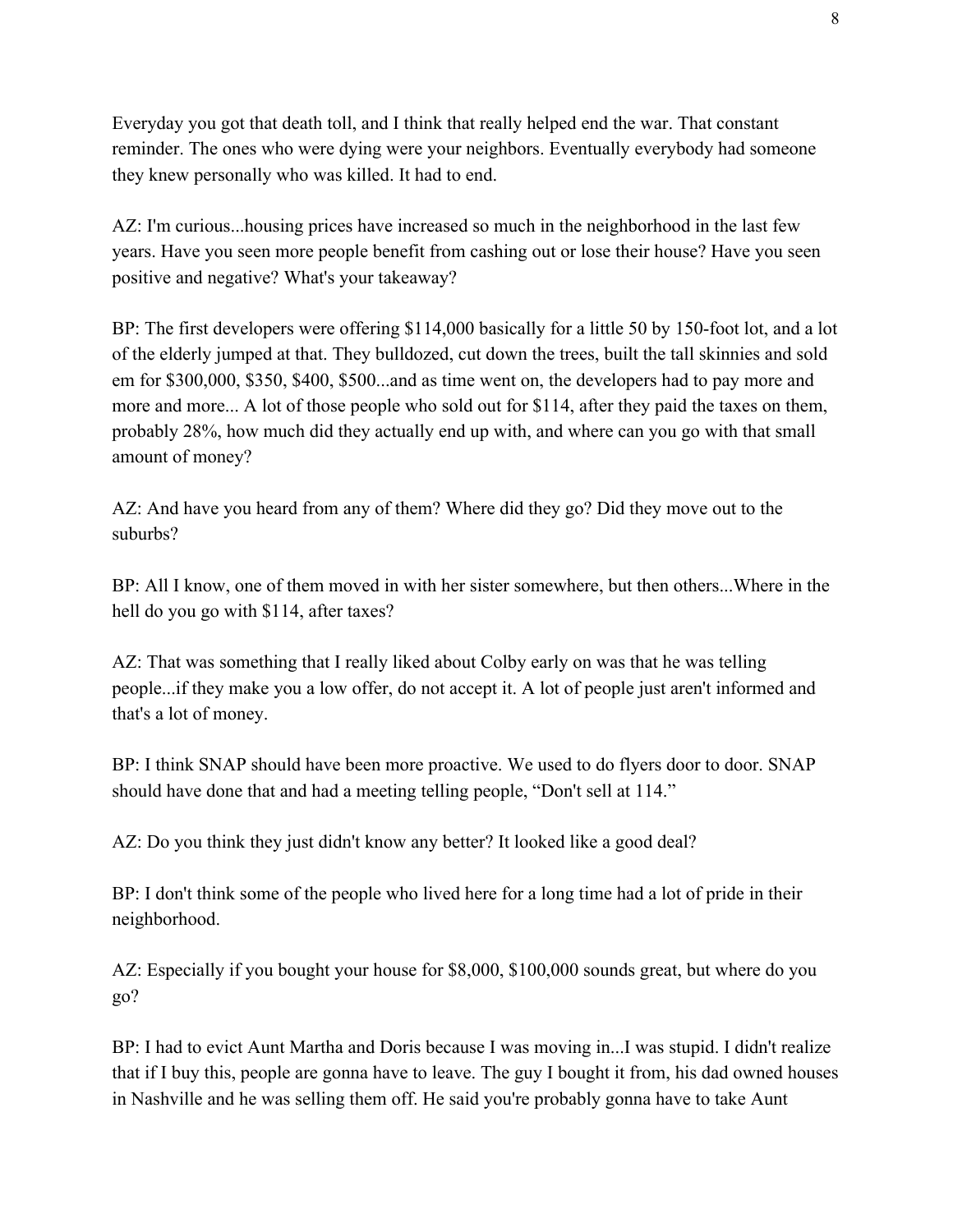Everyday you got that death toll, and I think that really helped end the war. That constant reminder. The ones who were dying were your neighbors. Eventually everybody had someone they knew personally who was killed. It had to end.

AZ: I'm curious...housing prices have increased so much in the neighborhood in the last few years. Have you seen more people benefit from cashing out or lose their house? Have you seen positive and negative? What's your takeaway?

BP: The first developers were offering $114,000 basically for a little 50 by 150-foot lot, and a lot of the elderly jumped at that. They bulldozed, cut down the trees, built the tall skinnies and sold em for $300,000, $350, $400, $500...and as time went on, the developers had to pay more and more and more... A lot of those people who sold out for $114, after they paid the taxes on them, probably 28%, how much did they actually end up with, and where can you go with that small amount of money?

AZ: And have you heard from any of them? Where did they go? Did they move out to the suburbs?

BP: All I know, one of them moved in with her sister somewhere, but then others...Where in the hell do you go with $114, after taxes?

AZ: That was something that I really liked about Colby early on was that he was telling people...if they make you a low offer, do not accept it. A lot of people just aren't informed and that's a lot of money.

BP: I think SNAP should have been more proactive. We used to do flyers door to door. SNAP should have done that and had a meeting telling people, “Don't sell at 114.”

AZ: Do you think they just didn't know any better? It looked like a good deal?

BP: I don't think some of the people who lived here for a long time had a lot of pride in their neighborhood.

AZ: Especially if you bought your house for $8,000, $100,000 sounds great, but where do you go?

BP: I had to evict Aunt Martha and Doris because I was moving in...I was stupid. I didn't realize that if I buy this, people are gonna have to leave. The guy I bought it from, his dad owned houses in Nashville and he was selling them off. He said you're probably gonna have to take Aunt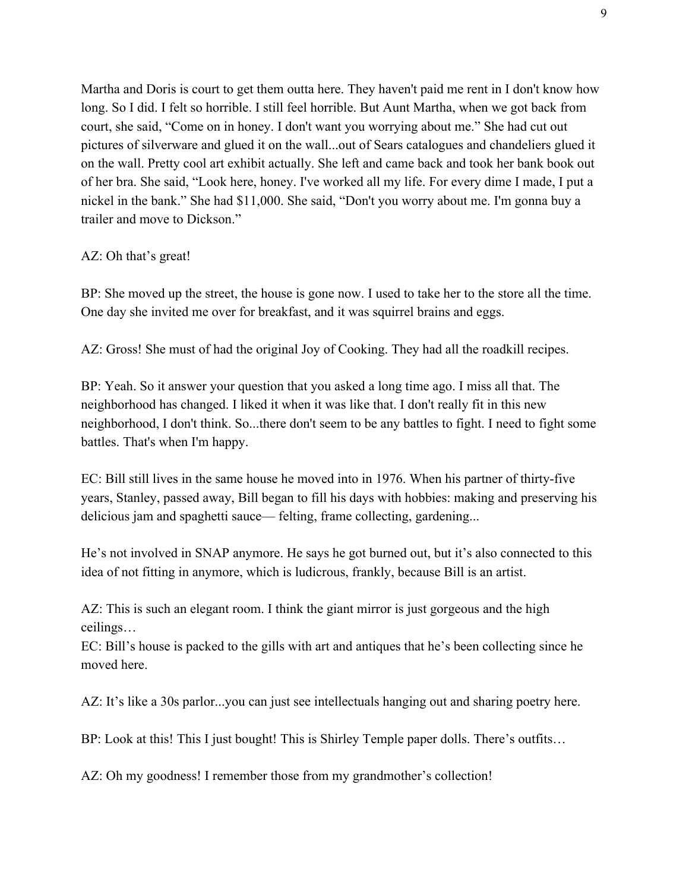Martha and Doris is court to get them outta here. They haven't paid me rent in I don't know how long. So I did. I felt so horrible. I still feel horrible. But Aunt Martha, when we got back from court, she said, “Come on in honey. I don't want you worrying about me.” She had cut out pictures of silverware and glued it on the wall...out of Sears catalogues and chandeliers glued it on the wall. Pretty cool art exhibit actually. She left and came back and took her bank book out of her bra. She said, “Look here, honey. I've worked all my life. For every dime I made, I put a nickel in the bank.” She had $11,000. She said, “Don't you worry about me. I'm gonna buy a trailer and move to Dickson.”

AZ: Oh that’s great!

BP: She moved up the street, the house is gone now. I used to take her to the store all the time. One day she invited me over for breakfast, and it was squirrel brains and eggs.

AZ: Gross! She must of had the original Joy of Cooking. They had all the roadkill recipes.

BP: Yeah. So it answer your question that you asked a long time ago. I miss all that. The neighborhood has changed. I liked it when it was like that. I don't really fit in this new neighborhood, I don't think. So...there don't seem to be any battles to fight. I need to fight some battles. That's when I'm happy.

EC: Bill still lives in the same house he moved into in 1976. When his partner of thirty-five years, Stanley, passed away, Bill began to fill his days with hobbies: making and preserving his delicious jam and spaghetti sauce— felting, frame collecting, gardening...

He’s not involved in SNAP anymore. He says he got burned out, but it’s also connected to this idea of not fitting in anymore, which is ludicrous, frankly, because Bill is an artist.

AZ: This is such an elegant room. I think the giant mirror is just gorgeous and the high ceilings…

EC: Bill’s house is packed to the gills with art and antiques that he’s been collecting since he moved here.

AZ: It’s like a 30s parlor...you can just see intellectuals hanging out and sharing poetry here.

BP: Look at this! This I just bought! This is Shirley Temple paper dolls. There’s outfits…

AZ: Oh my goodness! I remember those from my grandmother’s collection!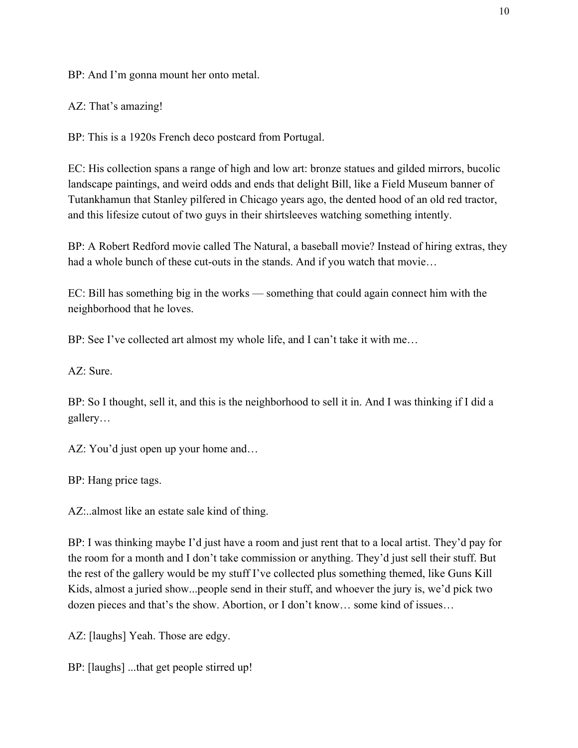BP: And I'm gonna mount her onto metal.

AZ: That's amazing!

BP: This is a 1920s French deco postcard from Portugal.

EC: His collection spans a range of high and low art: bronze statues and gilded mirrors, bucolic landscape paintings, and weird odds and ends that delight Bill, like a Field Museum banner of Tutankhamun that Stanley pilfered in Chicago years ago, the dented hood of an old red tractor, and this lifesize cutout of two guys in their shirtsleeves watching something intently.

BP: A Robert Redford movie called The Natural, a baseball movie? Instead of hiring extras, they had a whole bunch of these cut-outs in the stands. And if you watch that movie…

EC: Bill has something big in the works — something that could again connect him with the neighborhood that he loves.

BP: See I've collected art almost my whole life, and I can't take it with me…

AZ: Sure.

BP: So I thought, sell it, and this is the neighborhood to sell it in. And I was thinking if I did a gallery…

AZ: You'd just open up your home and…

BP: Hang price tags.

AZ:..almost like an estate sale kind of thing.

BP: I was thinking maybe I'd just have a room and just rent that to a local artist. They'd pay for the room for a month and I don't take commission or anything. They'd just sell their stuff. But the rest of the gallery would be my stuff I've collected plus something themed, like Guns Kill Kids, almost a juried show...people send in their stuff, and whoever the jury is, we'd pick two dozen pieces and that's the show. Abortion, or I don't know… some kind of issues…

AZ: [laughs] Yeah. Those are edgy.

BP: [laughs] ...that get people stirred up!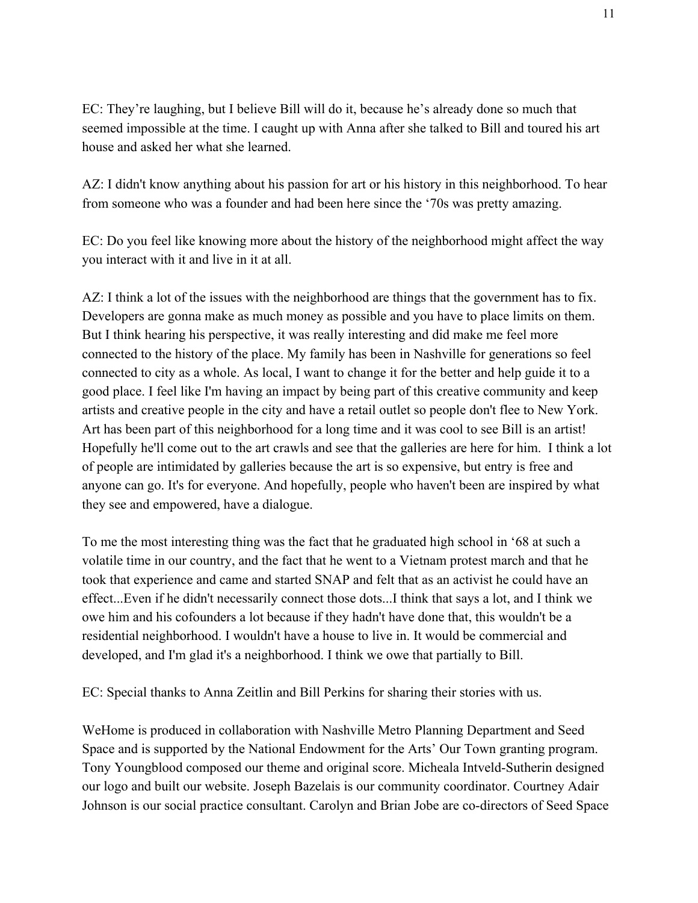EC: They're laughing, but I believe Bill will do it, because he's already done so much that seemed impossible at the time. I caught up with Anna after she talked to Bill and toured his art house and asked her what she learned.

AZ: I didn't know anything about his passion for art or his history in this neighborhood. To hear from someone who was a founder and had been here since the '70s was pretty amazing.

EC: Do you feel like knowing more about the history of the neighborhood might affect the way you interact with it and live in it at all.

AZ: I think a lot of the issues with the neighborhood are things that the government has to fix. Developers are gonna make as much money as possible and you have to place limits on them. But I think hearing his perspective, it was really interesting and did make me feel more connected to the history of the place. My family has been in Nashville for generations so feel connected to city as a whole. As local, I want to change it for the better and help guide it to a good place. I feel like I'm having an impact by being part of this creative community and keep artists and creative people in the city and have a retail outlet so people don't flee to New York. Art has been part of this neighborhood for a long time and it was cool to see Bill is an artist! Hopefully he'll come out to the art crawls and see that the galleries are here for him. I think a lot of people are intimidated by galleries because the art is so expensive, but entry is free and anyone can go. It's for everyone. And hopefully, people who haven't been are inspired by what they see and empowered, have a dialogue.

To me the most interesting thing was the fact that he graduated high school in '68 at such a volatile time in our country, and the fact that he went to a Vietnam protest march and that he took that experience and came and started SNAP and felt that as an activist he could have an effect...Even if he didn't necessarily connect those dots...I think that says a lot, and I think we owe him and his cofounders a lot because if they hadn't have done that, this wouldn't be a residential neighborhood. I wouldn't have a house to live in. It would be commercial and developed, and I'm glad it's a neighborhood. I think we owe that partially to Bill.

EC: Special thanks to Anna Zeitlin and Bill Perkins for sharing their stories with us.

WeHome is produced in collaboration with Nashville Metro Planning Department and Seed Space and is supported by the National Endowment for the Arts' Our Town granting program. Tony Youngblood composed our theme and original score. Micheala Intveld-Sutherin designed our logo and built our website. Joseph Bazelais is our community coordinator. Courtney Adair Johnson is our social practice consultant. Carolyn and Brian Jobe are co-directors of Seed Space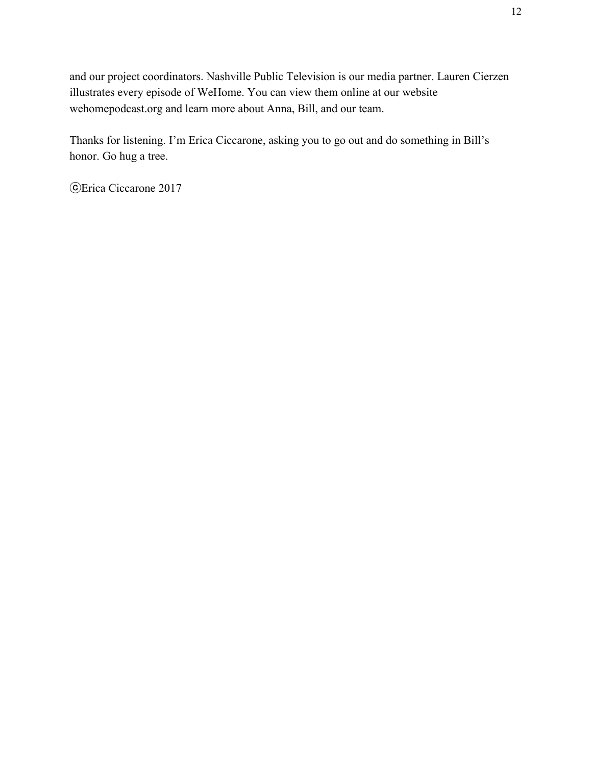and our project coordinators. Nashville Public Television is our media partner. Lauren Cierzen illustrates every episode of WeHome. You can view them online at our website wehomepodcast.org and learn more about Anna, Bill, and our team.

Thanks for listening. I'm Erica Ciccarone, asking you to go out and do something in Bill's honor. Go hug a tree.

ⓒErica Ciccarone 2017